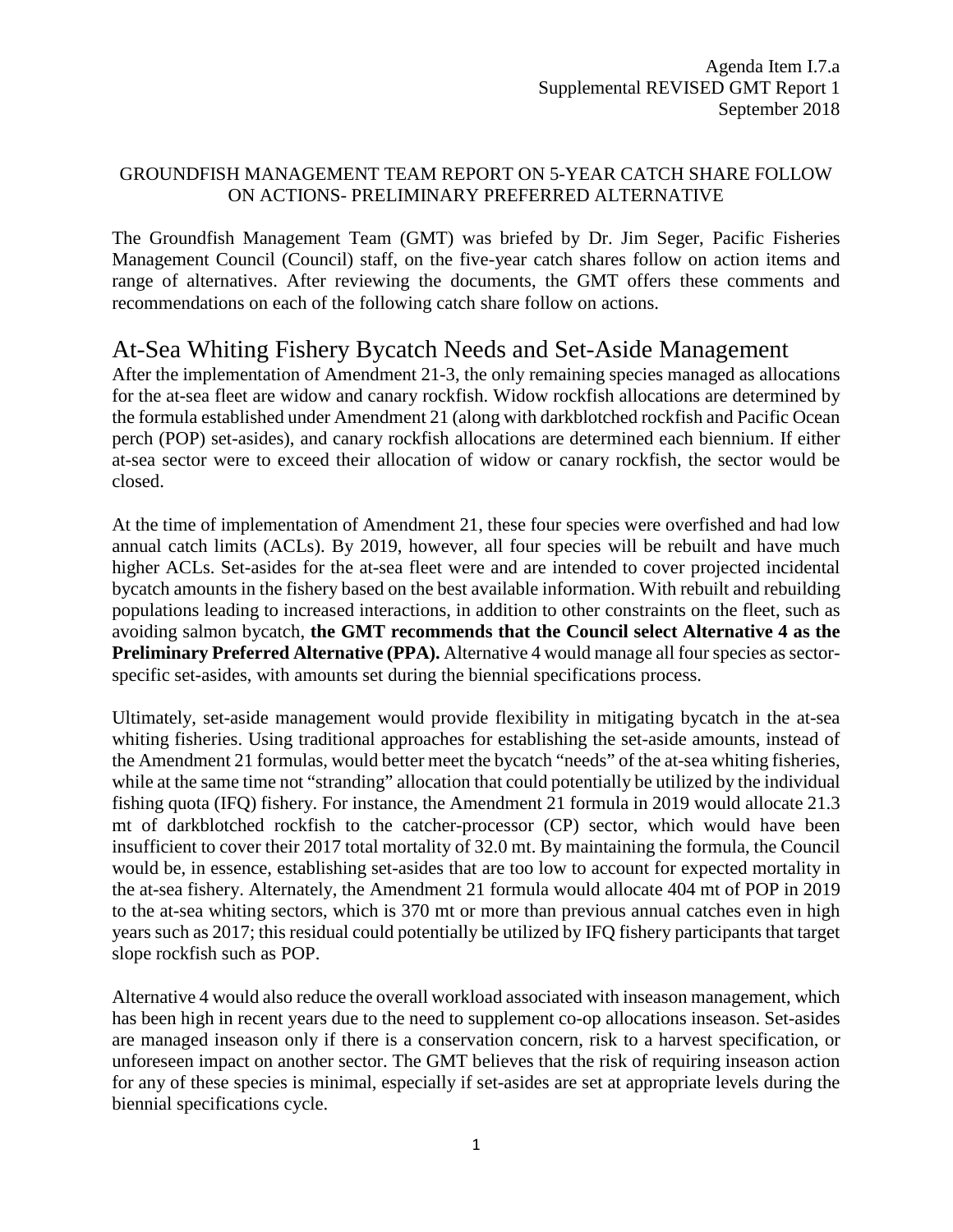Agenda Item I.7.a
Supplemental REVISED GMT Report 1
September 2018

GROUNDFISH MANAGEMENT TEAM REPORT ON 5-YEAR CATCH SHARE FOLLOW ON ACTIONS- PRELIMINARY PREFERRED ALTERNATIVE

The Groundfish Management Team (GMT) was briefed by Dr. Jim Seger, Pacific Fisheries Management Council (Council) staff, on the five-year catch shares follow on action items and range of alternatives. After reviewing the documents, the GMT offers these comments and recommendations on each of the following catch share follow on actions.

# At-Sea Whiting Fishery Bycatch Needs and Set-Aside Management

After the implementation of Amendment 21-3, the only remaining species managed as allocations for the at-sea fleet are widow and canary rockfish. Widow rockfish allocations are determined by the formula established under Amendment 21 (along with darkblotched rockfish and Pacific Ocean perch (POP) set-asides), and canary rockfish allocations are determined each biennium. If either at-sea sector were to exceed their allocation of widow or canary rockfish, the sector would be closed.

At the time of implementation of Amendment 21, these four species were overfished and had low annual catch limits (ACLs). By 2019, however, all four species will be rebuilt and have much higher ACLs. Set-asides for the at-sea fleet were and are intended to cover projected incidental bycatch amounts in the fishery based on the best available information. With rebuilt and rebuilding populations leading to increased interactions, in addition to other constraints on the fleet, such as avoiding salmon bycatch, **the GMT recommends that the Council select Alternative 4 as the Preliminary Preferred Alternative (PPA).** Alternative 4 would manage all four species as sector-specific set-asides, with amounts set during the biennial specifications process.

Ultimately, set-aside management would provide flexibility in mitigating bycatch in the at-sea whiting fisheries. Using traditional approaches for establishing the set-aside amounts, instead of the Amendment 21 formulas, would better meet the bycatch "needs" of the at-sea whiting fisheries, while at the same time not "stranding" allocation that could potentially be utilized by the individual fishing quota (IFQ) fishery. For instance, the Amendment 21 formula in 2019 would allocate 21.3 mt of darkblotched rockfish to the catcher-processor (CP) sector, which would have been insufficient to cover their 2017 total mortality of 32.0 mt. By maintaining the formula, the Council would be, in essence, establishing set-asides that are too low to account for expected mortality in the at-sea fishery. Alternately, the Amendment 21 formula would allocate 404 mt of POP in 2019 to the at-sea whiting sectors, which is 370 mt or more than previous annual catches even in high years such as 2017; this residual could potentially be utilized by IFQ fishery participants that target slope rockfish such as POP.

Alternative 4 would also reduce the overall workload associated with inseason management, which has been high in recent years due to the need to supplement co-op allocations inseason. Set-asides are managed inseason only if there is a conservation concern, risk to a harvest specification, or unforeseen impact on another sector. The GMT believes that the risk of requiring inseason action for any of these species is minimal, especially if set-asides are set at appropriate levels during the biennial specifications cycle.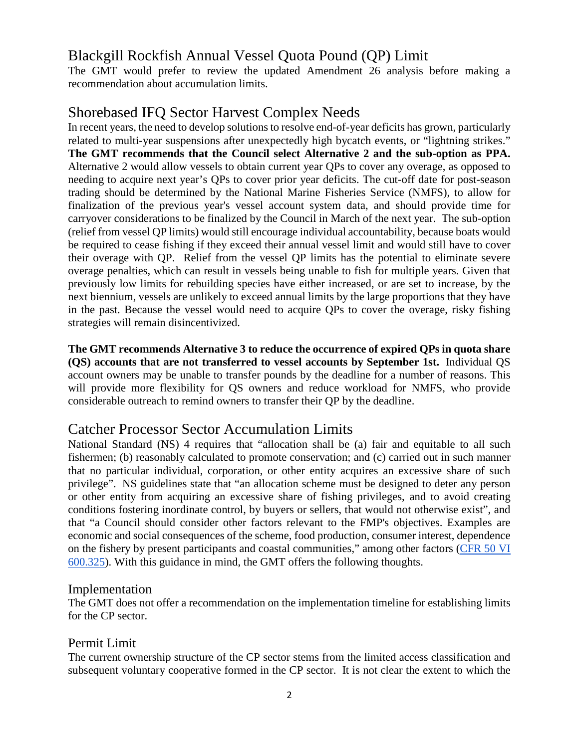## Blackgill Rockfish Annual Vessel Quota Pound (QP) Limit

The GMT would prefer to review the updated Amendment 26 analysis before making a recommendation about accumulation limits.

## Shorebased IFQ Sector Harvest Complex Needs

In recent years, the need to develop solutions to resolve end-of-year deficits has grown, particularly related to multi-year suspensions after unexpectedly high bycatch events, or "lightning strikes." **The GMT recommends that the Council select Alternative 2 and the sub-option as PPA.** Alternative 2 would allow vessels to obtain current year QPs to cover any overage, as opposed to needing to acquire next year's QPs to cover prior year deficits. The cut-off date for post-season trading should be determined by the National Marine Fisheries Service (NMFS), to allow for finalization of the previous year's vessel account system data, and should provide time for carryover considerations to be finalized by the Council in March of the next year. The sub-option (relief from vessel QP limits) would still encourage individual accountability, because boats would be required to cease fishing if they exceed their annual vessel limit and would still have to cover their overage with QP. Relief from the vessel QP limits has the potential to eliminate severe overage penalties, which can result in vessels being unable to fish for multiple years. Given that previously low limits for rebuilding species have either increased, or are set to increase, by the next biennium, vessels are unlikely to exceed annual limits by the large proportions that they have in the past. Because the vessel would need to acquire QPs to cover the overage, risky fishing strategies will remain disincentivized.

**The GMT recommends Alternative 3 to reduce the occurrence of expired QPs in quota share (QS) accounts that are not transferred to vessel accounts by September 1st.** Individual QS account owners may be unable to transfer pounds by the deadline for a number of reasons. This will provide more flexibility for QS owners and reduce workload for NMFS, who provide considerable outreach to remind owners to transfer their QP by the deadline.

## Catcher Processor Sector Accumulation Limits

National Standard (NS) 4 requires that "allocation shall be (a) fair and equitable to all such fishermen; (b) reasonably calculated to promote conservation; and (c) carried out in such manner that no particular individual, corporation, or other entity acquires an excessive share of such privilege". NS guidelines state that "an allocation scheme must be designed to deter any person or other entity from acquiring an excessive share of fishing privileges, and to avoid creating conditions fostering inordinate control, by buyers or sellers, that would not otherwise exist", and that "a Council should consider other factors relevant to the FMP's objectives. Examples are economic and social consequences of the scheme, food production, consumer interest, dependence on the fishery by present participants and coastal communities," among other factors ([CFR 50 VI 600.325]()). With this guidance in mind, the GMT offers the following thoughts.

### Implementation

The GMT does not offer a recommendation on the implementation timeline for establishing limits for the CP sector.

### Permit Limit

The current ownership structure of the CP sector stems from the limited access classification and subsequent voluntary cooperative formed in the CP sector. It is not clear the extent to which the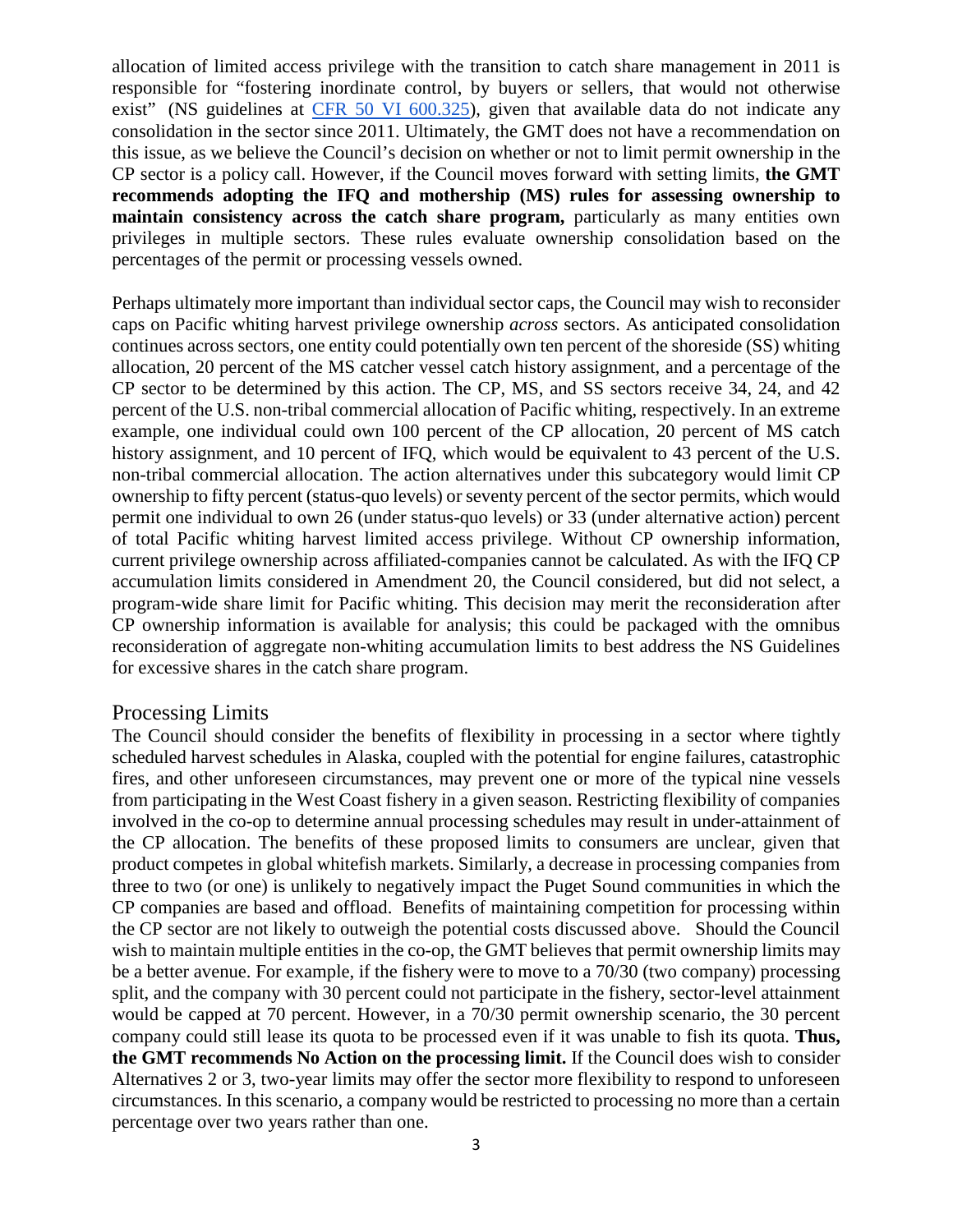allocation of limited access privilege with the transition to catch share management in 2011 is responsible for "fostering inordinate control, by buyers or sellers, that would not otherwise exist" (NS guidelines at [CFR 50 VI 600.325](CFR 50 VI 600.325)), given that available data do not indicate any consolidation in the sector since 2011. Ultimately, the GMT does not have a recommendation on this issue, as we believe the Council's decision on whether or not to limit permit ownership in the CP sector is a policy call. However, if the Council moves forward with setting limits, **the GMT recommends adopting the IFQ and mothership (MS) rules for assessing ownership to maintain consistency across the catch share program,** particularly as many entities own privileges in multiple sectors. These rules evaluate ownership consolidation based on the percentages of the permit or processing vessels owned.

Perhaps ultimately more important than individual sector caps, the Council may wish to reconsider caps on Pacific whiting harvest privilege ownership *across* sectors. As anticipated consolidation continues across sectors, one entity could potentially own ten percent of the shoreside (SS) whiting allocation, 20 percent of the MS catcher vessel catch history assignment, and a percentage of the CP sector to be determined by this action. The CP, MS, and SS sectors receive 34, 24, and 42 percent of the U.S. non-tribal commercial allocation of Pacific whiting, respectively. In an extreme example, one individual could own 100 percent of the CP allocation, 20 percent of MS catch history assignment, and 10 percent of IFQ, which would be equivalent to 43 percent of the U.S. non-tribal commercial allocation. The action alternatives under this subcategory would limit CP ownership to fifty percent (status-quo levels) or seventy percent of the sector permits, which would permit one individual to own 26 (under status-quo levels) or 33 (under alternative action) percent of total Pacific whiting harvest limited access privilege. Without CP ownership information, current privilege ownership across affiliated-companies cannot be calculated. As with the IFQ CP accumulation limits considered in Amendment 20, the Council considered, but did not select, a program-wide share limit for Pacific whiting. This decision may merit the reconsideration after CP ownership information is available for analysis; this could be packaged with the omnibus reconsideration of aggregate non-whiting accumulation limits to best address the NS Guidelines for excessive shares in the catch share program.

## Processing Limits

The Council should consider the benefits of flexibility in processing in a sector where tightly scheduled harvest schedules in Alaska, coupled with the potential for engine failures, catastrophic fires, and other unforeseen circumstances, may prevent one or more of the typical nine vessels from participating in the West Coast fishery in a given season. Restricting flexibility of companies involved in the co-op to determine annual processing schedules may result in under-attainment of the CP allocation. The benefits of these proposed limits to consumers are unclear, given that product competes in global whitefish markets. Similarly, a decrease in processing companies from three to two (or one) is unlikely to negatively impact the Puget Sound communities in which the CP companies are based and offload. Benefits of maintaining competition for processing within the CP sector are not likely to outweigh the potential costs discussed above. Should the Council wish to maintain multiple entities in the co-op, the GMT believes that permit ownership limits may be a better avenue. For example, if the fishery were to move to a 70/30 (two company) processing split, and the company with 30 percent could not participate in the fishery, sector-level attainment would be capped at 70 percent. However, in a 70/30 permit ownership scenario, the 30 percent company could still lease its quota to be processed even if it was unable to fish its quota. **Thus, the GMT recommends No Action on the processing limit.** If the Council does wish to consider Alternatives 2 or 3, two-year limits may offer the sector more flexibility to respond to unforeseen circumstances. In this scenario, a company would be restricted to processing no more than a certain percentage over two years rather than one.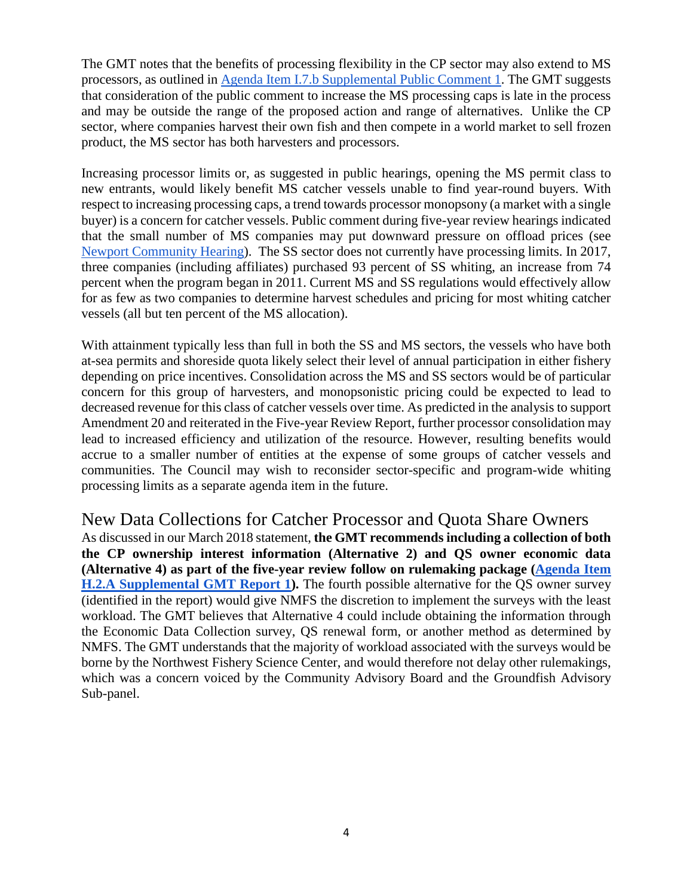The GMT notes that the benefits of processing flexibility in the CP sector may also extend to MS processors, as outlined in [Agenda Item I.7.b Supplemental Public Comment 1](). The GMT suggests that consideration of the public comment to increase the MS processing caps is late in the process and may be outside the range of the proposed action and range of alternatives. Unlike the CP sector, where companies harvest their own fish and then compete in a world market to sell frozen product, the MS sector has both harvesters and processors.

Increasing processor limits or, as suggested in public hearings, opening the MS permit class to new entrants, would likely benefit MS catcher vessels unable to find year-round buyers. With respect to increasing processing caps, a trend towards processor monopsony (a market with a single buyer) is a concern for catcher vessels. Public comment during five-year review hearings indicated that the small number of MS companies may put downward pressure on offload prices (see [Newport Community Hearing]()). The SS sector does not currently have processing limits. In 2017, three companies (including affiliates) purchased 93 percent of SS whiting, an increase from 74 percent when the program began in 2011. Current MS and SS regulations would effectively allow for as few as two companies to determine harvest schedules and pricing for most whiting catcher vessels (all but ten percent of the MS allocation).

With attainment typically less than full in both the SS and MS sectors, the vessels who have both at-sea permits and shoreside quota likely select their level of annual participation in either fishery depending on price incentives. Consolidation across the MS and SS sectors would be of particular concern for this group of harvesters, and monopsonistic pricing could be expected to lead to decreased revenue for this class of catcher vessels over time. As predicted in the analysis to support Amendment 20 and reiterated in the Five-year Review Report, further processor consolidation may lead to increased efficiency and utilization of the resource. However, resulting benefits would accrue to a smaller number of entities at the expense of some groups of catcher vessels and communities. The Council may wish to reconsider sector-specific and program-wide whiting processing limits as a separate agenda item in the future.

## New Data Collections for Catcher Processor and Quota Share Owners

As discussed in our March 2018 statement, **the GMT recommends including a collection of both the CP ownership interest information (Alternative 2) and QS owner economic data (Alternative 4) as part of the five-year review follow on rulemaking package ([Agenda Item H.2.A Supplemental GMT Report 1]()).** The fourth possible alternative for the QS owner survey (identified in the report) would give NMFS the discretion to implement the surveys with the least workload. The GMT believes that Alternative 4 could include obtaining the information through the Economic Data Collection survey, QS renewal form, or another method as determined by NMFS. The GMT understands that the majority of workload associated with the surveys would be borne by the Northwest Fishery Science Center, and would therefore not delay other rulemakings, which was a concern voiced by the Community Advisory Board and the Groundfish Advisory Sub-panel.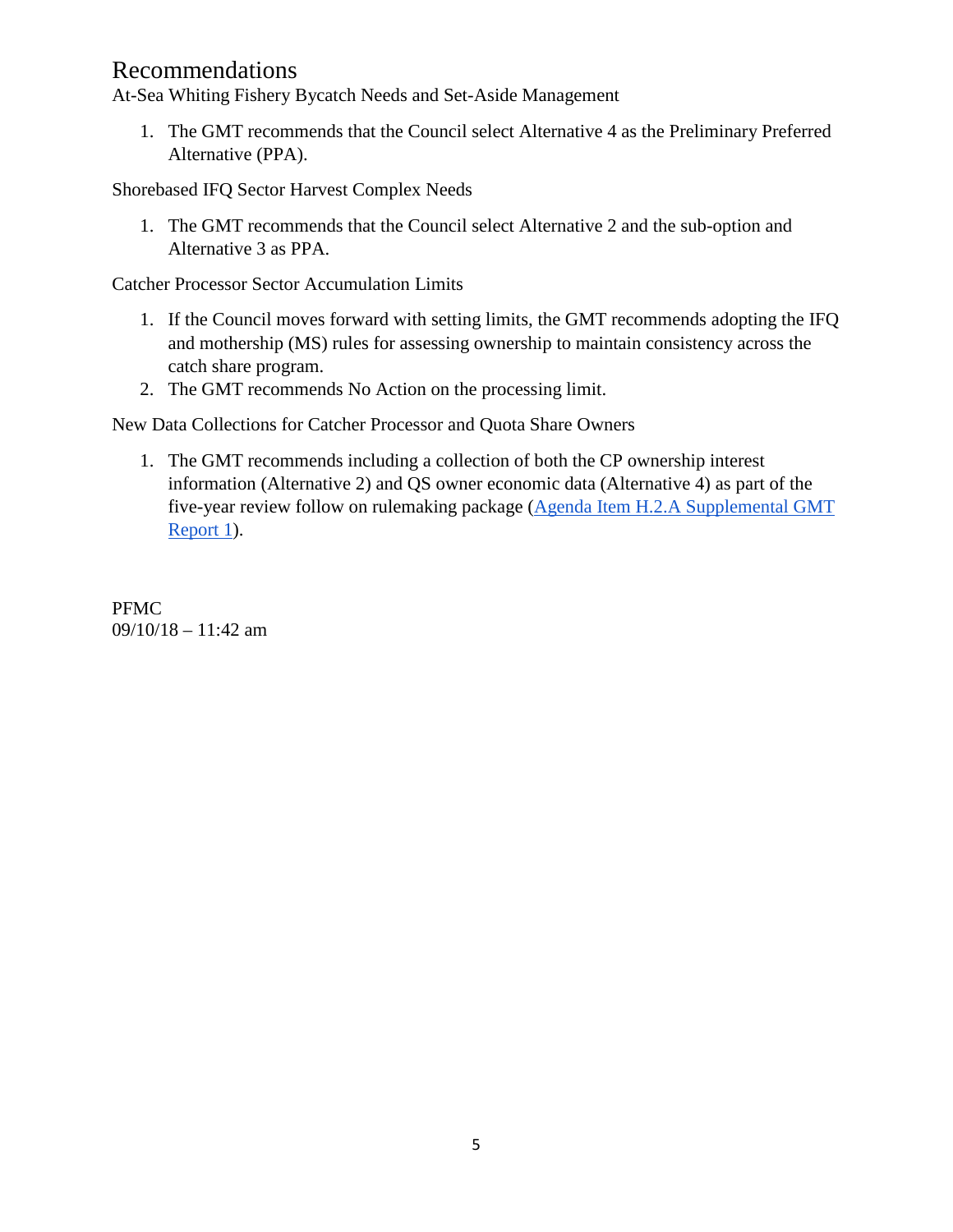## Recommendations

At-Sea Whiting Fishery Bycatch Needs and Set-Aside Management

1. The GMT recommends that the Council select Alternative 4 as the Preliminary Preferred Alternative (PPA).

Shorebased IFQ Sector Harvest Complex Needs

1. The GMT recommends that the Council select Alternative 2 and the sub-option and Alternative 3 as PPA.

Catcher Processor Sector Accumulation Limits

1. If the Council moves forward with setting limits, the GMT recommends adopting the IFQ and mothership (MS) rules for assessing ownership to maintain consistency across the catch share program.
2. The GMT recommends No Action on the processing limit.

New Data Collections for Catcher Processor and Quota Share Owners

1. The GMT recommends including a collection of both the CP ownership interest information (Alternative 2) and QS owner economic data (Alternative 4) as part of the five-year review follow on rulemaking package (Agenda Item H.2.A Supplemental GMT Report 1).

PFMC
09/10/18 – 11:42 am